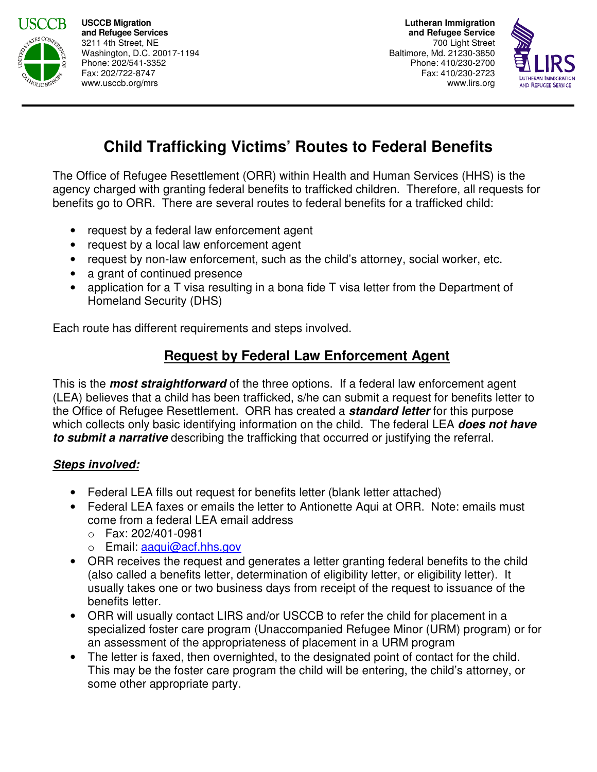**USCCB Migration and Refugee Services**
3211 4th Street, NE
Washington, D.C. 20017-1194
Phone: 202/541-3352
Fax: 202/722-8747
www.usccb.org/mrs

**Lutheran Immigration and Refugee Service**
700 Light Street
Baltimore, Md. 21230-3850
Phone: 410/230-2700
Fax: 410/230-2723
www.lirs.org

# Child Trafficking Victims' Routes to Federal Benefits

The Office of Refugee Resettlement (ORR) within Health and Human Services (HHS) is the agency charged with granting federal benefits to trafficked children. Therefore, all requests for benefits go to ORR. There are several routes to federal benefits for a trafficked child:

- request by a federal law enforcement agent
- request by a local law enforcement agent
- request by non-law enforcement, such as the child's attorney, social worker, etc.
- a grant of continued presence
- application for a T visa resulting in a bona fide T visa letter from the Department of Homeland Security (DHS)

Each route has different requirements and steps involved.

## Request by Federal Law Enforcement Agent

This is the ***most straightforward*** of the three options. If a federal law enforcement agent (LEA) believes that a child has been trafficked, s/he can submit a request for benefits letter to the Office of Refugee Resettlement. ORR has created a ***standard letter*** for this purpose which collects only basic identifying information on the child. The federal LEA ***does not have to submit a narrative*** describing the trafficking that occurred or justifying the referral.

***Steps involved:***

- Federal LEA fills out request for benefits letter (blank letter attached)
- Federal LEA faxes or emails the letter to Antionette Aqui at ORR. Note: emails must come from a federal LEA email address
  - Fax: 202/401-0981
  - Email: aaqui@acf.hhs.gov
- ORR receives the request and generates a letter granting federal benefits to the child (also called a benefits letter, determination of eligibility letter, or eligibility letter). It usually takes one or two business days from receipt of the request to issuance of the benefits letter.
- ORR will usually contact LIRS and/or USCCB to refer the child for placement in a specialized foster care program (Unaccompanied Refugee Minor (URM) program) or for an assessment of the appropriateness of placement in a URM program
- The letter is faxed, then overnighted, to the designated point of contact for the child. This may be the foster care program the child will be entering, the child's attorney, or some other appropriate party.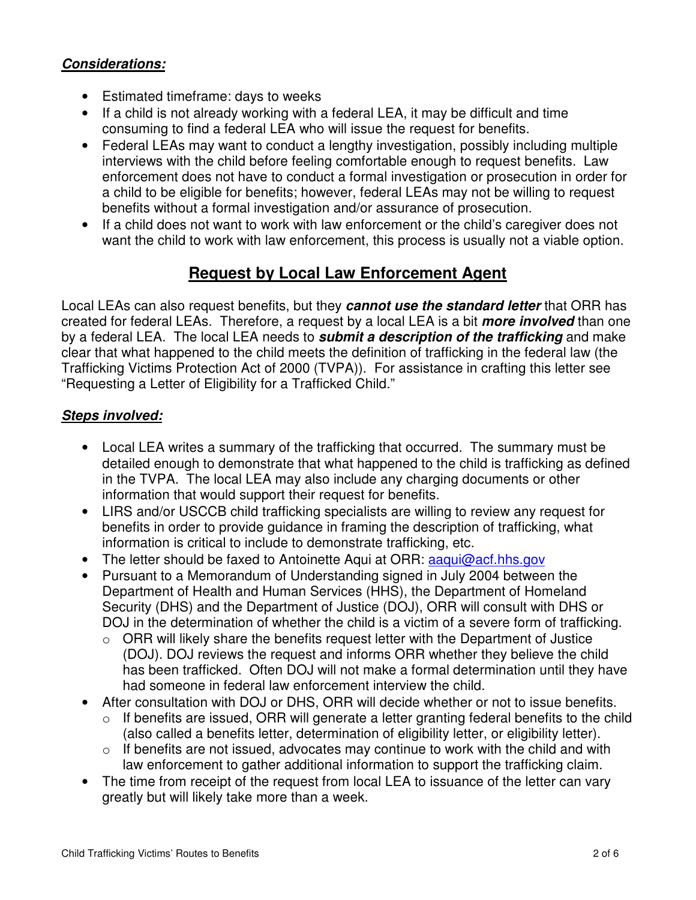***Considerations:***

- Estimated timeframe: days to weeks
- If a child is not already working with a federal LEA, it may be difficult and time consuming to find a federal LEA who will issue the request for benefits.
- Federal LEAs may want to conduct a lengthy investigation, possibly including multiple interviews with the child before feeling comfortable enough to request benefits. Law enforcement does not have to conduct a formal investigation or prosecution in order for a child to be eligible for benefits; however, federal LEAs may not be willing to request benefits without a formal investigation and/or assurance of prosecution.
- If a child does not want to work with law enforcement or the child's caregiver does not want the child to work with law enforcement, this process is usually not a viable option.

## Request by Local Law Enforcement Agent

Local LEAs can also request benefits, but they ***cannot use the standard letter*** that ORR has created for federal LEAs. Therefore, a request by a local LEA is a bit ***more involved*** than one by a federal LEA. The local LEA needs to ***submit a description of the trafficking*** and make clear that what happened to the child meets the definition of trafficking in the federal law (the Trafficking Victims Protection Act of 2000 (TVPA)). For assistance in crafting this letter see "Requesting a Letter of Eligibility for a Trafficked Child."

***Steps involved:***

- Local LEA writes a summary of the trafficking that occurred. The summary must be detailed enough to demonstrate that what happened to the child is trafficking as defined in the TVPA. The local LEA may also include any charging documents or other information that would support their request for benefits.
- LIRS and/or USCCB child trafficking specialists are willing to review any request for benefits in order to provide guidance in framing the description of trafficking, what information is critical to include to demonstrate trafficking, etc.
- The letter should be faxed to Antoinette Aqui at ORR: [aaqui@acf.hhs.gov](mailto:aaqui@acf.hhs.gov)
- Pursuant to a Memorandum of Understanding signed in July 2004 between the Department of Health and Human Services (HHS), the Department of Homeland Security (DHS) and the Department of Justice (DOJ), ORR will consult with DHS or DOJ in the determination of whether the child is a victim of a severe form of trafficking.
  - ORR will likely share the benefits request letter with the Department of Justice (DOJ). DOJ reviews the request and informs ORR whether they believe the child has been trafficked. Often DOJ will not make a formal determination until they have had someone in federal law enforcement interview the child.
- After consultation with DOJ or DHS, ORR will decide whether or not to issue benefits.
  - If benefits are issued, ORR will generate a letter granting federal benefits to the child (also called a benefits letter, determination of eligibility letter, or eligibility letter).
  - If benefits are not issued, advocates may continue to work with the child and with law enforcement to gather additional information to support the trafficking claim.
- The time from receipt of the request from local LEA to issuance of the letter can vary greatly but will likely take more than a week.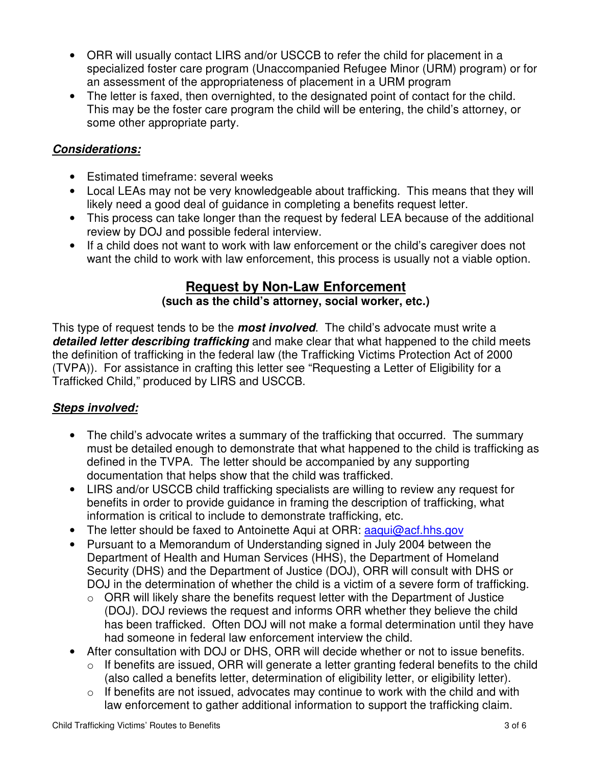- ORR will usually contact LIRS and/or USCCB to refer the child for placement in a specialized foster care program (Unaccompanied Refugee Minor (URM) program) or for an assessment of the appropriateness of placement in a URM program
- The letter is faxed, then overnighted, to the designated point of contact for the child. This may be the foster care program the child will be entering, the child's attorney, or some other appropriate party.

***Considerations:***

- Estimated timeframe: several weeks
- Local LEAs may not be very knowledgeable about trafficking. This means that they will likely need a good deal of guidance in completing a benefits request letter.
- This process can take longer than the request by federal LEA because of the additional review by DOJ and possible federal interview.
- If a child does not want to work with law enforcement or the child's caregiver does not want the child to work with law enforcement, this process is usually not a viable option.

## Request by Non-Law Enforcement

**(such as the child's attorney, social worker, etc.)**

This type of request tends to be the ***most involved***. The child's advocate must write a ***detailed letter describing trafficking*** and make clear that what happened to the child meets the definition of trafficking in the federal law (the Trafficking Victims Protection Act of 2000 (TVPA)). For assistance in crafting this letter see "Requesting a Letter of Eligibility for a Trafficked Child," produced by LIRS and USCCB.

***Steps involved:***

- The child's advocate writes a summary of the trafficking that occurred. The summary must be detailed enough to demonstrate that what happened to the child is trafficking as defined in the TVPA. The letter should be accompanied by any supporting documentation that helps show that the child was trafficked.
- LIRS and/or USCCB child trafficking specialists are willing to review any request for benefits in order to provide guidance in framing the description of trafficking, what information is critical to include to demonstrate trafficking, etc.
- The letter should be faxed to Antoinette Aqui at ORR: aaqui@acf.hhs.gov
- Pursuant to a Memorandum of Understanding signed in July 2004 between the Department of Health and Human Services (HHS), the Department of Homeland Security (DHS) and the Department of Justice (DOJ), ORR will consult with DHS or DOJ in the determination of whether the child is a victim of a severe form of trafficking.
  - ORR will likely share the benefits request letter with the Department of Justice (DOJ). DOJ reviews the request and informs ORR whether they believe the child has been trafficked. Often DOJ will not make a formal determination until they have had someone in federal law enforcement interview the child.
- After consultation with DOJ or DHS, ORR will decide whether or not to issue benefits.
  - If benefits are issued, ORR will generate a letter granting federal benefits to the child (also called a benefits letter, determination of eligibility letter, or eligibility letter).
  - If benefits are not issued, advocates may continue to work with the child and with law enforcement to gather additional information to support the trafficking claim.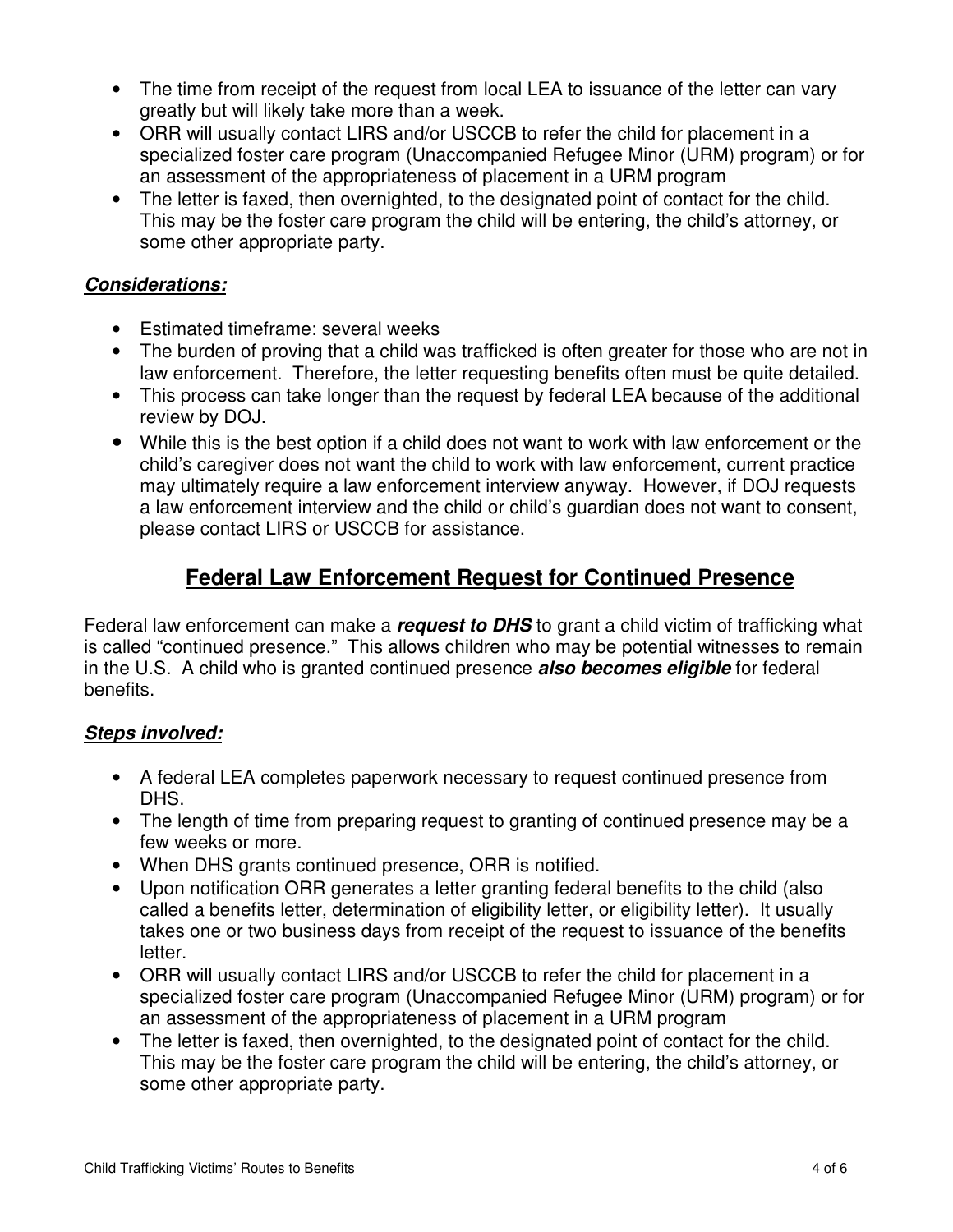- The time from receipt of the request from local LEA to issuance of the letter can vary greatly but will likely take more than a week.
- ORR will usually contact LIRS and/or USCCB to refer the child for placement in a specialized foster care program (Unaccompanied Refugee Minor (URM) program) or for an assessment of the appropriateness of placement in a URM program
- The letter is faxed, then overnighted, to the designated point of contact for the child. This may be the foster care program the child will be entering, the child's attorney, or some other appropriate party.

***Considerations:***

- Estimated timeframe: several weeks
- The burden of proving that a child was trafficked is often greater for those who are not in law enforcement. Therefore, the letter requesting benefits often must be quite detailed.
- This process can take longer than the request by federal LEA because of the additional review by DOJ.
- While this is the best option if a child does not want to work with law enforcement or the child's caregiver does not want the child to work with law enforcement, current practice may ultimately require a law enforcement interview anyway. However, if DOJ requests a law enforcement interview and the child or child's guardian does not want to consent, please contact LIRS or USCCB for assistance.

## Federal Law Enforcement Request for Continued Presence

Federal law enforcement can make a ***request to DHS*** to grant a child victim of trafficking what is called "continued presence." This allows children who may be potential witnesses to remain in the U.S. A child who is granted continued presence ***also becomes eligible*** for federal benefits.

***Steps involved:***

- A federal LEA completes paperwork necessary to request continued presence from DHS.
- The length of time from preparing request to granting of continued presence may be a few weeks or more.
- When DHS grants continued presence, ORR is notified.
- Upon notification ORR generates a letter granting federal benefits to the child (also called a benefits letter, determination of eligibility letter, or eligibility letter). It usually takes one or two business days from receipt of the request to issuance of the benefits letter.
- ORR will usually contact LIRS and/or USCCB to refer the child for placement in a specialized foster care program (Unaccompanied Refugee Minor (URM) program) or for an assessment of the appropriateness of placement in a URM program
- The letter is faxed, then overnighted, to the designated point of contact for the child. This may be the foster care program the child will be entering, the child's attorney, or some other appropriate party.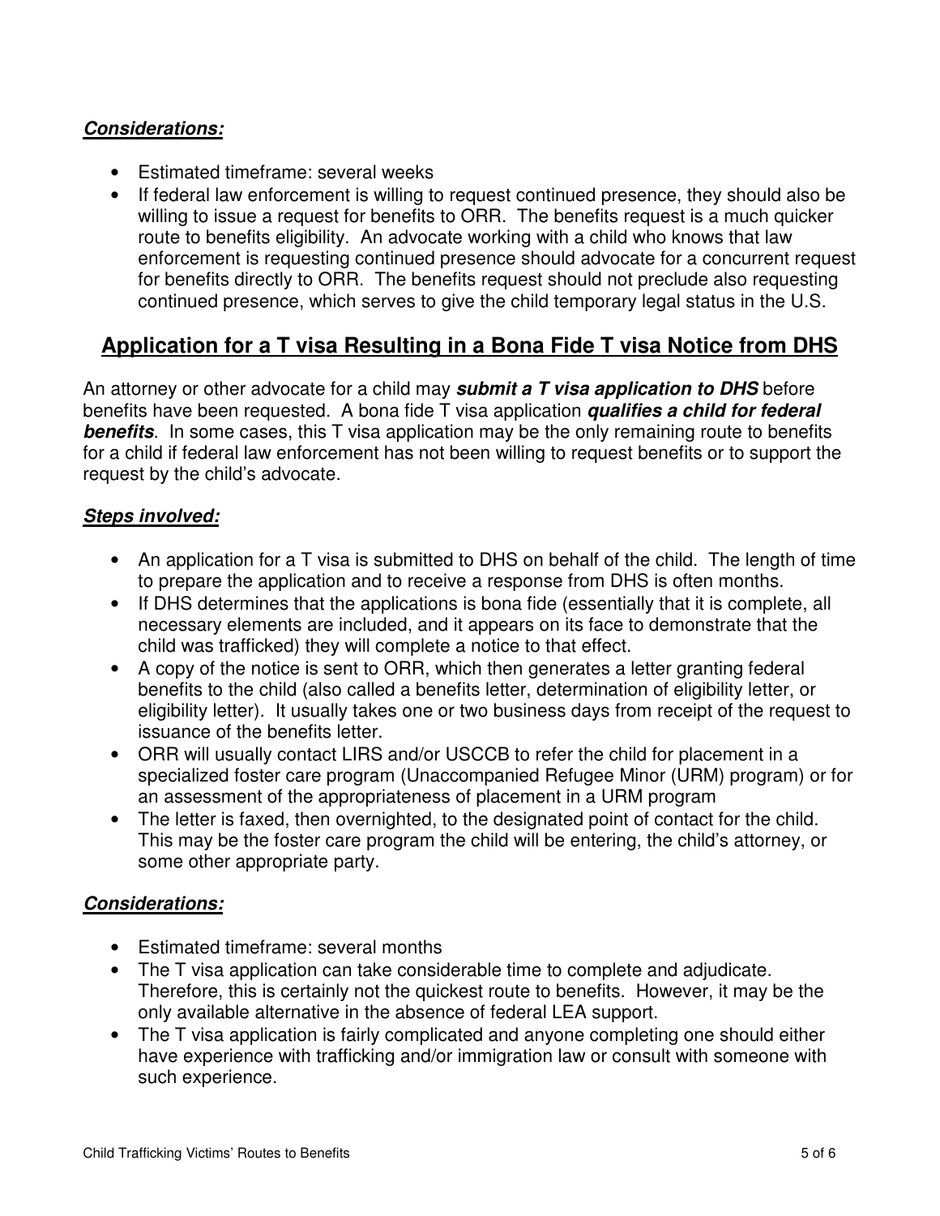***Considerations:***

- Estimated timeframe: several weeks
- If federal law enforcement is willing to request continued presence, they should also be willing to issue a request for benefits to ORR. The benefits request is a much quicker route to benefits eligibility. An advocate working with a child who knows that law enforcement is requesting continued presence should advocate for a concurrent request for benefits directly to ORR. The benefits request should not preclude also requesting continued presence, which serves to give the child temporary legal status in the U.S.

## Application for a T visa Resulting in a Bona Fide T visa Notice from DHS

An attorney or other advocate for a child may ***submit a T visa application to DHS*** before benefits have been requested. A bona fide T visa application ***qualifies a child for federal benefits***. In some cases, this T visa application may be the only remaining route to benefits for a child if federal law enforcement has not been willing to request benefits or to support the request by the child's advocate.

***Steps involved:***

- An application for a T visa is submitted to DHS on behalf of the child. The length of time to prepare the application and to receive a response from DHS is often months.
- If DHS determines that the applications is bona fide (essentially that it is complete, all necessary elements are included, and it appears on its face to demonstrate that the child was trafficked) they will complete a notice to that effect.
- A copy of the notice is sent to ORR, which then generates a letter granting federal benefits to the child (also called a benefits letter, determination of eligibility letter, or eligibility letter). It usually takes one or two business days from receipt of the request to issuance of the benefits letter.
- ORR will usually contact LIRS and/or USCCB to refer the child for placement in a specialized foster care program (Unaccompanied Refugee Minor (URM) program) or for an assessment of the appropriateness of placement in a URM program
- The letter is faxed, then overnighted, to the designated point of contact for the child. This may be the foster care program the child will be entering, the child's attorney, or some other appropriate party.

***Considerations:***

- Estimated timeframe: several months
- The T visa application can take considerable time to complete and adjudicate. Therefore, this is certainly not the quickest route to benefits. However, it may be the only available alternative in the absence of federal LEA support.
- The T visa application is fairly complicated and anyone completing one should either have experience with trafficking and/or immigration law or consult with someone with such experience.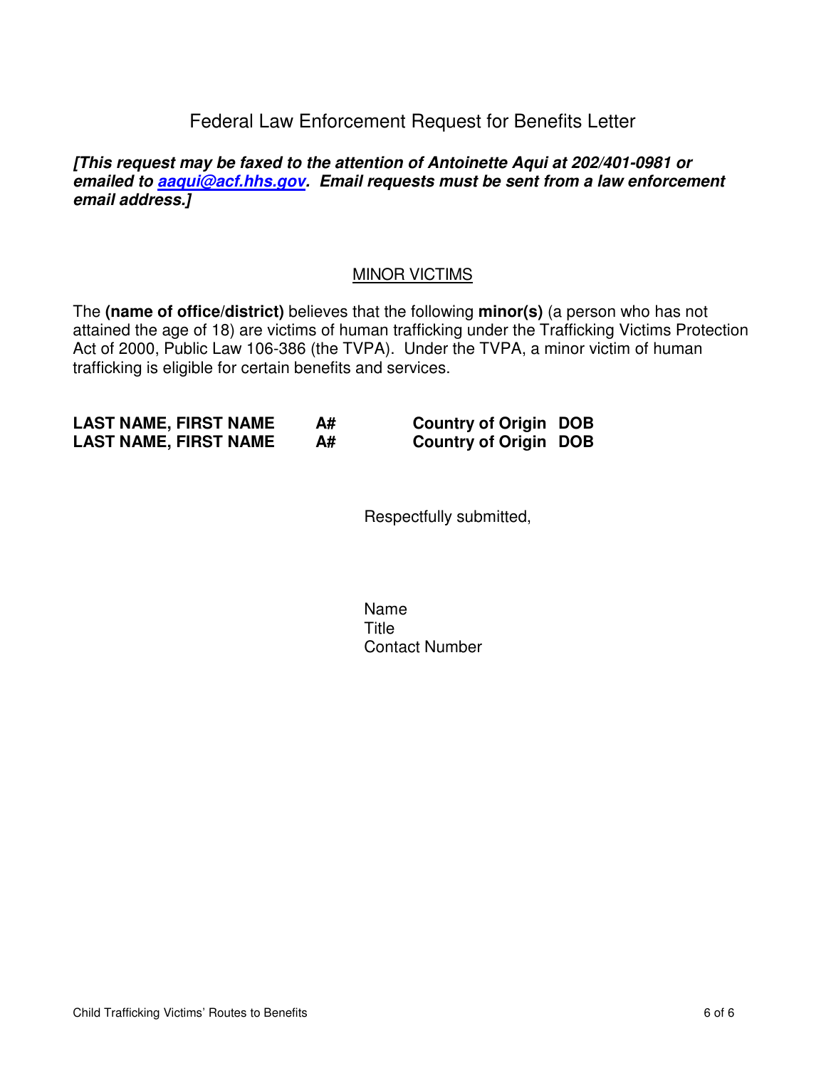# Federal Law Enforcement Request for Benefits Letter

***[This request may be faxed to the attention of Antoinette Aqui at 202/401-0981 or emailed to [aaqui@acf.hhs.gov](mailto:aaqui@acf.hhs.gov). Email requests must be sent from a law enforcement email address.]***

## MINOR VICTIMS

The **(name of office/district)** believes that the following **minor(s)** (a person who has not attained the age of 18) are victims of human trafficking under the Trafficking Victims Protection Act of 2000, Public Law 106-386 (the TVPA). Under the TVPA, a minor victim of human trafficking is eligible for certain benefits and services.

| | | | |
|---|---|---|---|
| **LAST NAME, FIRST NAME** | **A#** | **Country of Origin** | **DOB** |
| **LAST NAME, FIRST NAME** | **A#** | **Country of Origin** | **DOB** |

Respectfully submitted,

Name
Title
Contact Number